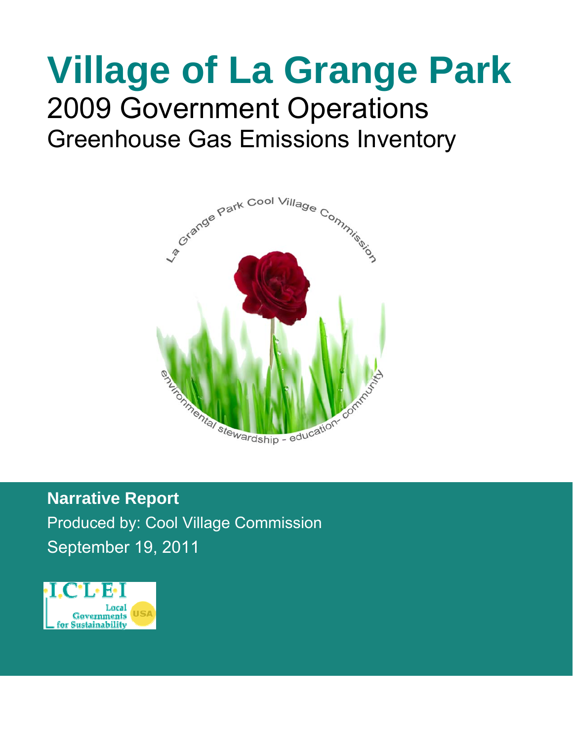# Village of La Grange Park

## 2009 Government Operations

### Greenhouse Gas Emissions Inventory

**Narrative Report**

Produced by: Cool Village Commission

September 19, 2011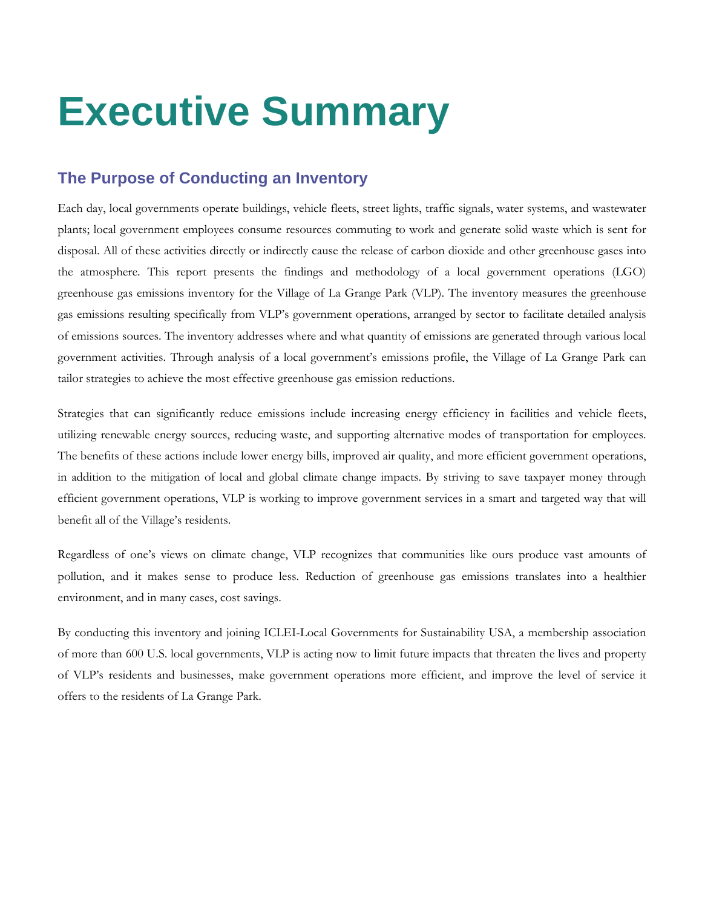# Executive Summary

## The Purpose of Conducting an Inventory

Each day, local governments operate buildings, vehicle fleets, street lights, traffic signals, water systems, and wastewater plants; local government employees consume resources commuting to work and generate solid waste which is sent for disposal. All of these activities directly or indirectly cause the release of carbon dioxide and other greenhouse gases into the atmosphere. This report presents the findings and methodology of a local government operations (LGO) greenhouse gas emissions inventory for the Village of La Grange Park (VLP). The inventory measures the greenhouse gas emissions resulting specifically from VLP's government operations, arranged by sector to facilitate detailed analysis of emissions sources. The inventory addresses where and what quantity of emissions are generated through various local government activities. Through analysis of a local government's emissions profile, the Village of La Grange Park can tailor strategies to achieve the most effective greenhouse gas emission reductions.

Strategies that can significantly reduce emissions include increasing energy efficiency in facilities and vehicle fleets, utilizing renewable energy sources, reducing waste, and supporting alternative modes of transportation for employees. The benefits of these actions include lower energy bills, improved air quality, and more efficient government operations, in addition to the mitigation of local and global climate change impacts. By striving to save taxpayer money through efficient government operations, VLP is working to improve government services in a smart and targeted way that will benefit all of the Village's residents.

Regardless of one's views on climate change, VLP recognizes that communities like ours produce vast amounts of pollution, and it makes sense to produce less. Reduction of greenhouse gas emissions translates into a healthier environment, and in many cases, cost savings.

By conducting this inventory and joining ICLEI-Local Governments for Sustainability USA, a membership association of more than 600 U.S. local governments, VLP is acting now to limit future impacts that threaten the lives and property of VLP's residents and businesses, make government operations more efficient, and improve the level of service it offers to the residents of La Grange Park.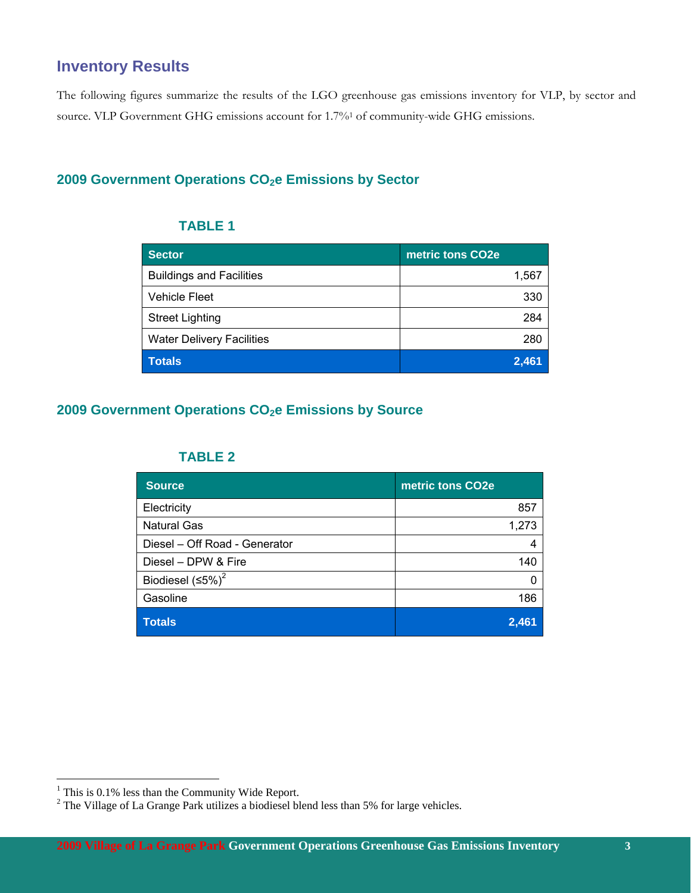## Inventory Results

The following figures summarize the results of the LGO greenhouse gas emissions inventory for VLP, by sector and source. VLP Government GHG emissions account for 1.7%[1] of community-wide GHG emissions.

### 2009 Government Operations $CO_2$e Emissions by Sector

**TABLE 1**

| Sector | metric tons CO2e |
|---|---:|
| Buildings and Facilities | 1,567 |
| Vehicle Fleet | 330 |
| Street Lighting | 284 |
| Water Delivery Facilities | 280 |
| **Totals** | **2,461** |

### 2009 Government Operations $CO_2$e Emissions by Source

**TABLE 2**

| Source | metric tons CO2e |
|---|---:|
| Electricity | 857 |
| Natural Gas | 1,273 |
| Diesel – Off Road - Generator | 4 |
| Diesel – DPW & Fire | 140 |
| Biodiesel (≤5%)[2] | 0 |
| Gasoline | 186 |
| **Totals** | **2,461** |

[1] This is 0.1% less than the Community Wide Report.

[2] The Village of La Grange Park utilizes a biodiesel blend less than 5% for large vehicles.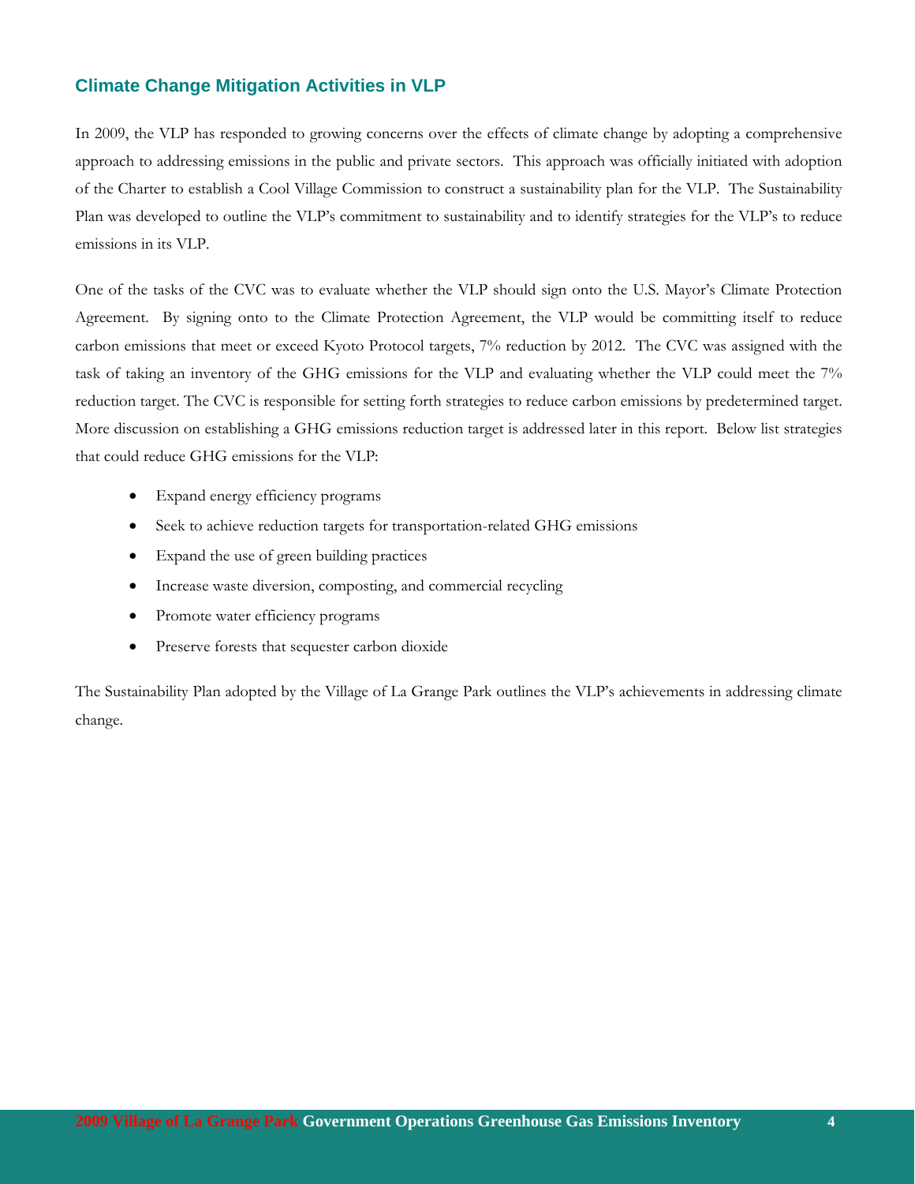## Climate Change Mitigation Activities in VLP

In 2009, the VLP has responded to growing concerns over the effects of climate change by adopting a comprehensive approach to addressing emissions in the public and private sectors. This approach was officially initiated with adoption of the Charter to establish a Cool Village Commission to construct a sustainability plan for the VLP. The Sustainability Plan was developed to outline the VLP's commitment to sustainability and to identify strategies for the VLP's to reduce emissions in its VLP.

One of the tasks of the CVC was to evaluate whether the VLP should sign onto the U.S. Mayor's Climate Protection Agreement. By signing onto to the Climate Protection Agreement, the VLP would be committing itself to reduce carbon emissions that meet or exceed Kyoto Protocol targets, 7% reduction by 2012. The CVC was assigned with the task of taking an inventory of the GHG emissions for the VLP and evaluating whether the VLP could meet the 7% reduction target. The CVC is responsible for setting forth strategies to reduce carbon emissions by predetermined target. More discussion on establishing a GHG emissions reduction target is addressed later in this report. Below list strategies that could reduce GHG emissions for the VLP:

- Expand energy efficiency programs
- Seek to achieve reduction targets for transportation-related GHG emissions
- Expand the use of green building practices
- Increase waste diversion, composting, and commercial recycling
- Promote water efficiency programs
- Preserve forests that sequester carbon dioxide

The Sustainability Plan adopted by the Village of La Grange Park outlines the VLP's achievements in addressing climate change.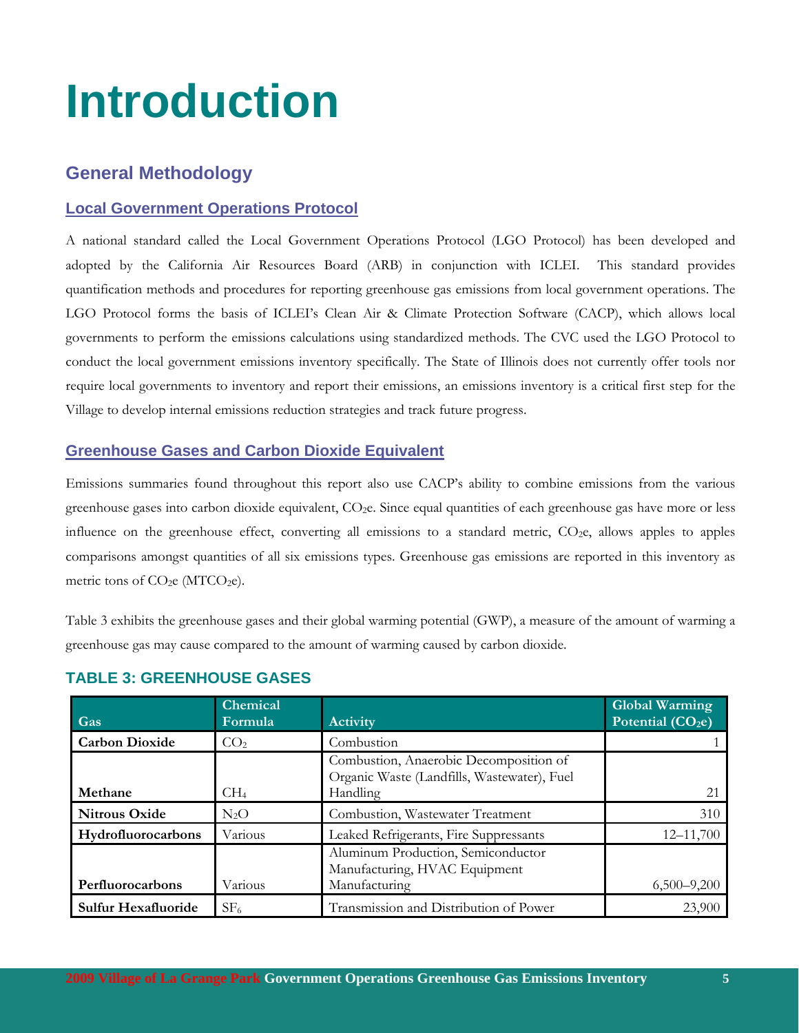# Introduction

## General Methodology

### Local Government Operations Protocol

A national standard called the Local Government Operations Protocol (LGO Protocol) has been developed and adopted by the California Air Resources Board (ARB) in conjunction with ICLEI. This standard provides quantification methods and procedures for reporting greenhouse gas emissions from local government operations. The LGO Protocol forms the basis of ICLEI's Clean Air & Climate Protection Software (CACP), which allows local governments to perform the emissions calculations using standardized methods. The CVC used the LGO Protocol to conduct the local government emissions inventory specifically. The State of Illinois does not currently offer tools nor require local governments to inventory and report their emissions, an emissions inventory is a critical first step for the Village to develop internal emissions reduction strategies and track future progress.

### Greenhouse Gases and Carbon Dioxide Equivalent

Emissions summaries found throughout this report also use CACP's ability to combine emissions from the various greenhouse gases into carbon dioxide equivalent, $CO_2e$. Since equal quantities of each greenhouse gas have more or less influence on the greenhouse effect, converting all emissions to a standard metric, $CO_2e$, allows apples to apples comparisons amongst quantities of all six emissions types. Greenhouse gas emissions are reported in this inventory as metric tons of $CO_2e$ ($MTCO_2e$).

Table 3 exhibits the greenhouse gases and their global warming potential (GWP), a measure of the amount of warming a greenhouse gas may cause compared to the amount of warming caused by carbon dioxide.

**TABLE 3: GREENHOUSE GASES**

| Gas | Chemical Formula | Activity | Global Warming Potential ($CO_2e$) |
|---|---|---|---|
| **Carbon Dioxide** | $CO_2$ | Combustion | 1 |
| **Methane** | $CH_4$ | Combustion, Anaerobic Decomposition of Organic Waste (Landfills, Wastewater), Fuel Handling | 21 |
| **Nitrous Oxide** | $N_2O$ | Combustion, Wastewater Treatment | 310 |
| **Hydrofluorocarbons** | Various | Leaked Refrigerants, Fire Suppressants | 12–11,700 |
| **Perfluorocarbons** | Various | Aluminum Production, Semiconductor Manufacturing, HVAC Equipment Manufacturing | 6,500–9,200 |
| **Sulfur Hexafluoride** | $SF_6$ | Transmission and Distribution of Power | 23,900 |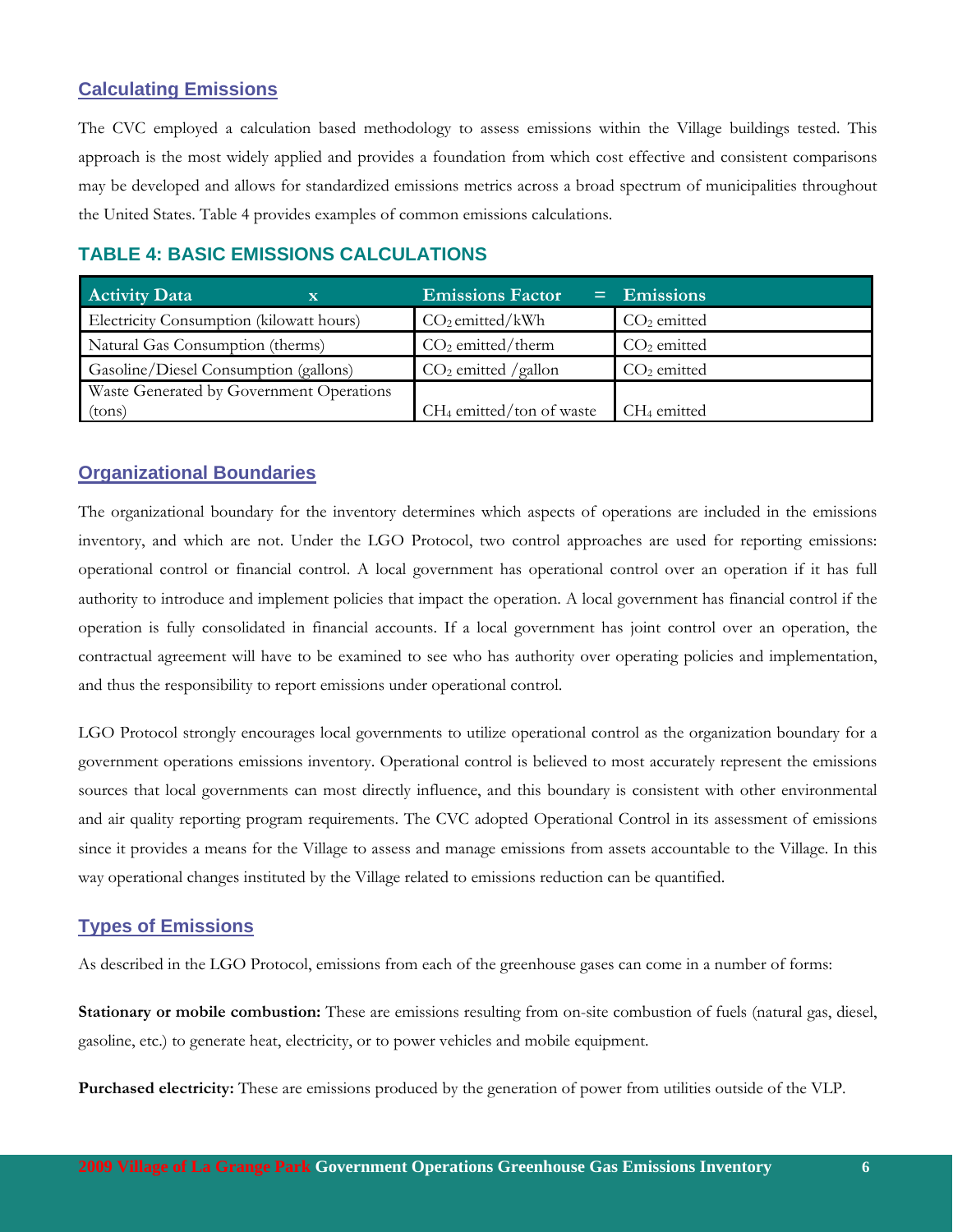## Calculating Emissions

The CVC employed a calculation based methodology to assess emissions within the Village buildings tested. This approach is the most widely applied and provides a foundation from which cost effective and consistent comparisons may be developed and allows for standardized emissions metrics across a broad spectrum of municipalities throughout the United States. Table 4 provides examples of common emissions calculations.

### TABLE 4: BASIC EMISSIONS CALCULATIONS

| Activity Data x | Emissions Factor = | Emissions |
|---|---|---|
| Electricity Consumption (kilowatt hours) | $CO_2$ emitted/kWh | $CO_2$ emitted |
| Natural Gas Consumption (therms) | $CO_2$ emitted/therm | $CO_2$ emitted |
| Gasoline/Diesel Consumption (gallons) | $CO_2$ emitted /gallon | $CO_2$ emitted |
| Waste Generated by Government Operations (tons) | $CH_4$ emitted/ton of waste | $CH_4$ emitted |

## Organizational Boundaries

The organizational boundary for the inventory determines which aspects of operations are included in the emissions inventory, and which are not. Under the LGO Protocol, two control approaches are used for reporting emissions: operational control or financial control. A local government has operational control over an operation if it has full authority to introduce and implement policies that impact the operation. A local government has financial control if the operation is fully consolidated in financial accounts. If a local government has joint control over an operation, the contractual agreement will have to be examined to see who has authority over operating policies and implementation, and thus the responsibility to report emissions under operational control.

LGO Protocol strongly encourages local governments to utilize operational control as the organization boundary for a government operations emissions inventory. Operational control is believed to most accurately represent the emissions sources that local governments can most directly influence, and this boundary is consistent with other environmental and air quality reporting program requirements. The CVC adopted Operational Control in its assessment of emissions since it provides a means for the Village to assess and manage emissions from assets accountable to the Village. In this way operational changes instituted by the Village related to emissions reduction can be quantified.

## Types of Emissions

As described in the LGO Protocol, emissions from each of the greenhouse gases can come in a number of forms:

**Stationary or mobile combustion:** These are emissions resulting from on-site combustion of fuels (natural gas, diesel, gasoline, etc.) to generate heat, electricity, or to power vehicles and mobile equipment.

**Purchased electricity:** These are emissions produced by the generation of power from utilities outside of the VLP.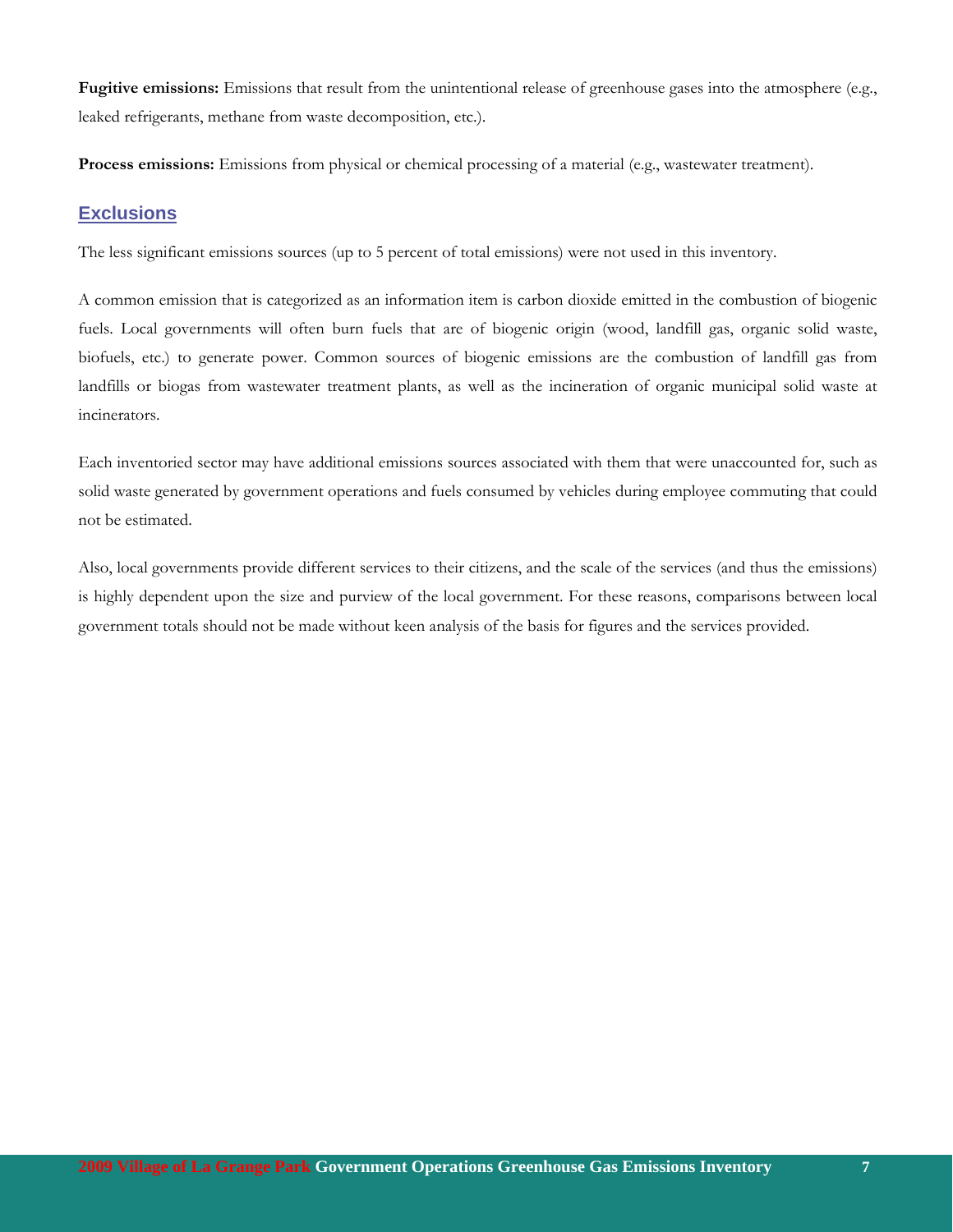**Fugitive emissions:** Emissions that result from the unintentional release of greenhouse gases into the atmosphere (e.g., leaked refrigerants, methane from waste decomposition, etc.).

**Process emissions:** Emissions from physical or chemical processing of a material (e.g., wastewater treatment).

## Exclusions

The less significant emissions sources (up to 5 percent of total emissions) were not used in this inventory.

A common emission that is categorized as an information item is carbon dioxide emitted in the combustion of biogenic fuels. Local governments will often burn fuels that are of biogenic origin (wood, landfill gas, organic solid waste, biofuels, etc.) to generate power. Common sources of biogenic emissions are the combustion of landfill gas from landfills or biogas from wastewater treatment plants, as well as the incineration of organic municipal solid waste at incinerators.

Each inventoried sector may have additional emissions sources associated with them that were unaccounted for, such as solid waste generated by government operations and fuels consumed by vehicles during employee commuting that could not be estimated.

Also, local governments provide different services to their citizens, and the scale of the services (and thus the emissions) is highly dependent upon the size and purview of the local government. For these reasons, comparisons between local government totals should not be made without keen analysis of the basis for figures and the services provided.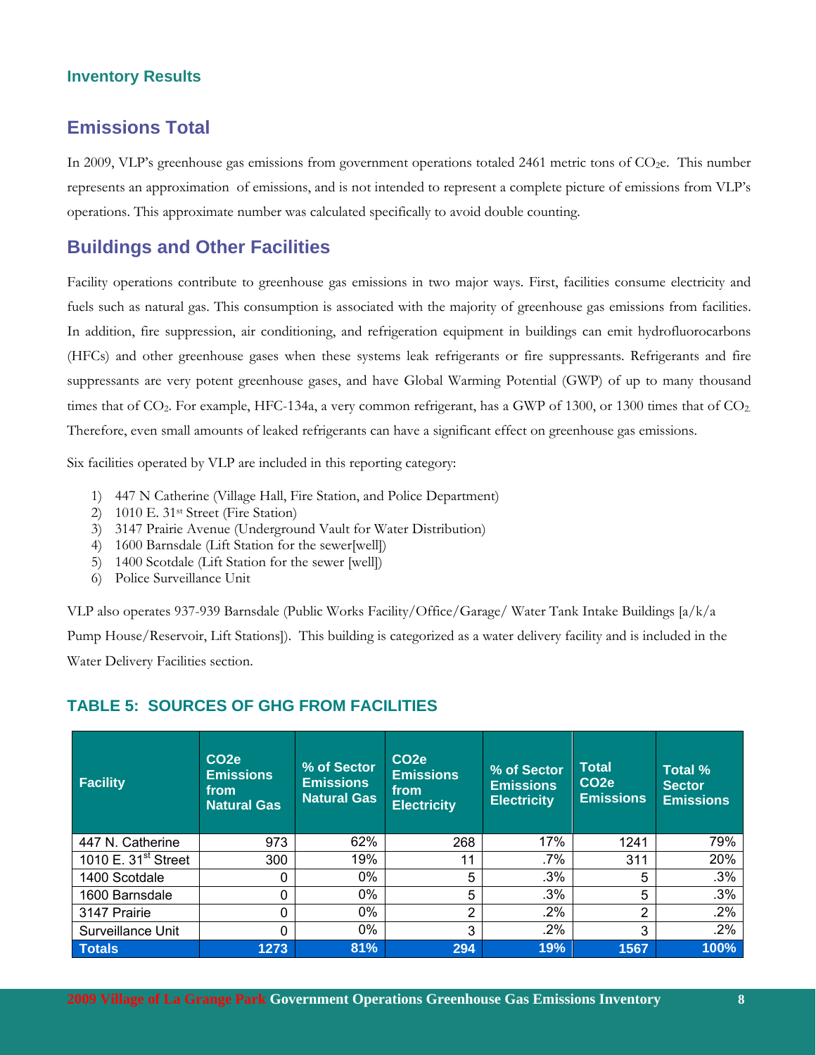### Inventory Results

## Emissions Total

In 2009, VLP's greenhouse gas emissions from government operations totaled 2461 metric tons of $CO_2e$. This number represents an approximation of emissions, and is not intended to represent a complete picture of emissions from VLP's operations. This approximate number was calculated specifically to avoid double counting.

## Buildings and Other Facilities

Facility operations contribute to greenhouse gas emissions in two major ways. First, facilities consume electricity and fuels such as natural gas. This consumption is associated with the majority of greenhouse gas emissions from facilities. In addition, fire suppression, air conditioning, and refrigeration equipment in buildings can emit hydrofluorocarbons (HFCs) and other greenhouse gases when these systems leak refrigerants or fire suppressants. Refrigerants and fire suppressants are very potent greenhouse gases, and have Global Warming Potential (GWP) of up to many thousand times that of $CO_2$. For example, HFC-134a, a very common refrigerant, has a GWP of 1300, or 1300 times that of $CO_2$. Therefore, even small amounts of leaked refrigerants can have a significant effect on greenhouse gas emissions.

Six facilities operated by VLP are included in this reporting category:

1) 447 N Catherine (Village Hall, Fire Station, and Police Department)
2) 1010 E. 31st Street (Fire Station)
3) 3147 Prairie Avenue (Underground Vault for Water Distribution)
4) 1600 Barnsdale (Lift Station for the sewer[well])
5) 1400 Scotdale (Lift Station for the sewer [well])
6) Police Surveillance Unit

VLP also operates 937-939 Barnsdale (Public Works Facility/Office/Garage/ Water Tank Intake Buildings [a/k/a Pump House/Reservoir, Lift Stations]). This building is categorized as a water delivery facility and is included in the Water Delivery Facilities section.

### TABLE 5: SOURCES OF GHG FROM FACILITIES

| Facility | CO2e Emissions from Natural Gas | % of Sector Emissions Natural Gas | CO2e Emissions from Electricity | % of Sector Emissions Electricity | Total CO2e Emissions | Total % Sector Emissions |
|---|---|---|---|---|---|---|
| 447 N. Catherine | 973 | 62% | 268 | 17% | 1241 | 79% |
| 1010 E. 31st Street | 300 | 19% | 11 | .7% | 311 | 20% |
| 1400 Scotdale | 0 | 0% | 5 | .3% | 5 | .3% |
| 1600 Barnsdale | 0 | 0% | 5 | .3% | 5 | .3% |
| 3147 Prairie | 0 | 0% | 2 | .2% | 2 | .2% |
| Surveillance Unit | 0 | 0% | 3 | .2% | 3 | .2% |
| **Totals** | **1273** | **81%** | **294** | **19%** | **1567** | **100%** |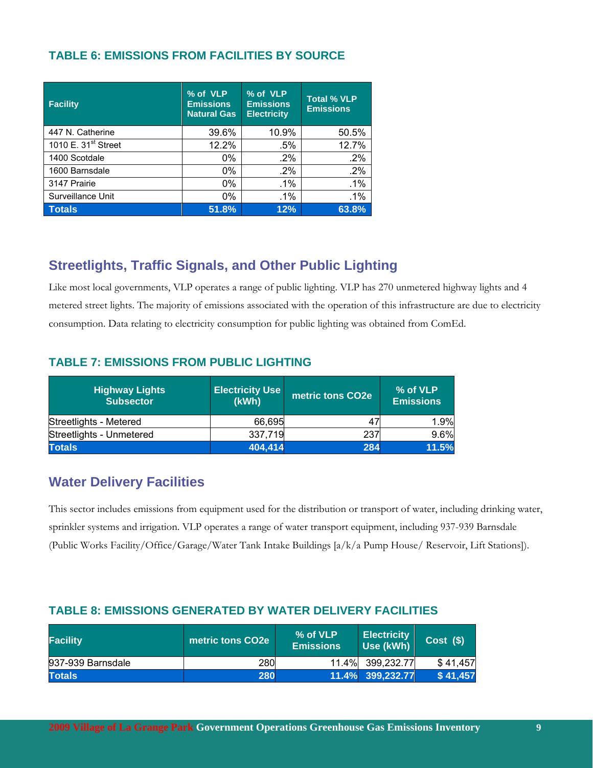### TABLE 6: EMISSIONS FROM FACILITIES BY SOURCE

| Facility | % of VLP Emissions Natural Gas | % of VLP Emissions Electricity | Total % VLP Emissions |
|---|---|---|---|
| 447 N. Catherine | 39.6% | 10.9% | 50.5% |
| 1010 E. 31st Street | 12.2% | .5% | 12.7% |
| 1400 Scotdale | 0% | .2% | .2% |
| 1600 Barnsdale | 0% | .2% | .2% |
| 3147 Prairie | 0% | .1% | .1% |
| Surveillance Unit | 0% | .1% | .1% |
| **Totals** | **51.8%** | **12%** | **63.8%** |

## Streetlights, Traffic Signals, and Other Public Lighting

Like most local governments, VLP operates a range of public lighting. VLP has 270 unmetered highway lights and 4 metered street lights. The majority of emissions associated with the operation of this infrastructure are due to electricity consumption. Data relating to electricity consumption for public lighting was obtained from ComEd.

### TABLE 7: EMISSIONS FROM PUBLIC LIGHTING

| Highway Lights Subsector | Electricity Use (kWh) | metric tons CO2e | % of VLP Emissions |
|---|---|---|---|
| Streetlights - Metered | 66,695 | 47 | 1.9% |
| Streetlights - Unmetered | 337,719 | 237 | 9.6% |
| **Totals** | **404,414** | **284** | **11.5%** |

## Water Delivery Facilities

This sector includes emissions from equipment used for the distribution or transport of water, including drinking water, sprinkler systems and irrigation. VLP operates a range of water transport equipment, including 937-939 Barnsdale (Public Works Facility/Office/Garage/Water Tank Intake Buildings [a/k/a Pump House/ Reservoir, Lift Stations]).

### TABLE 8: EMISSIONS GENERATED BY WATER DELIVERY FACILITIES

| Facility | metric tons CO2e | % of VLP Emissions | Electricity Use (kWh) | Cost ($) |
|---|---|---|---|---|
| 937-939 Barnsdale | 280 | 11.4% | 399,232.77 | $ 41,457 |
| **Totals** | **280** | **11.4%** | **399,232.77** | **$ 41,457** |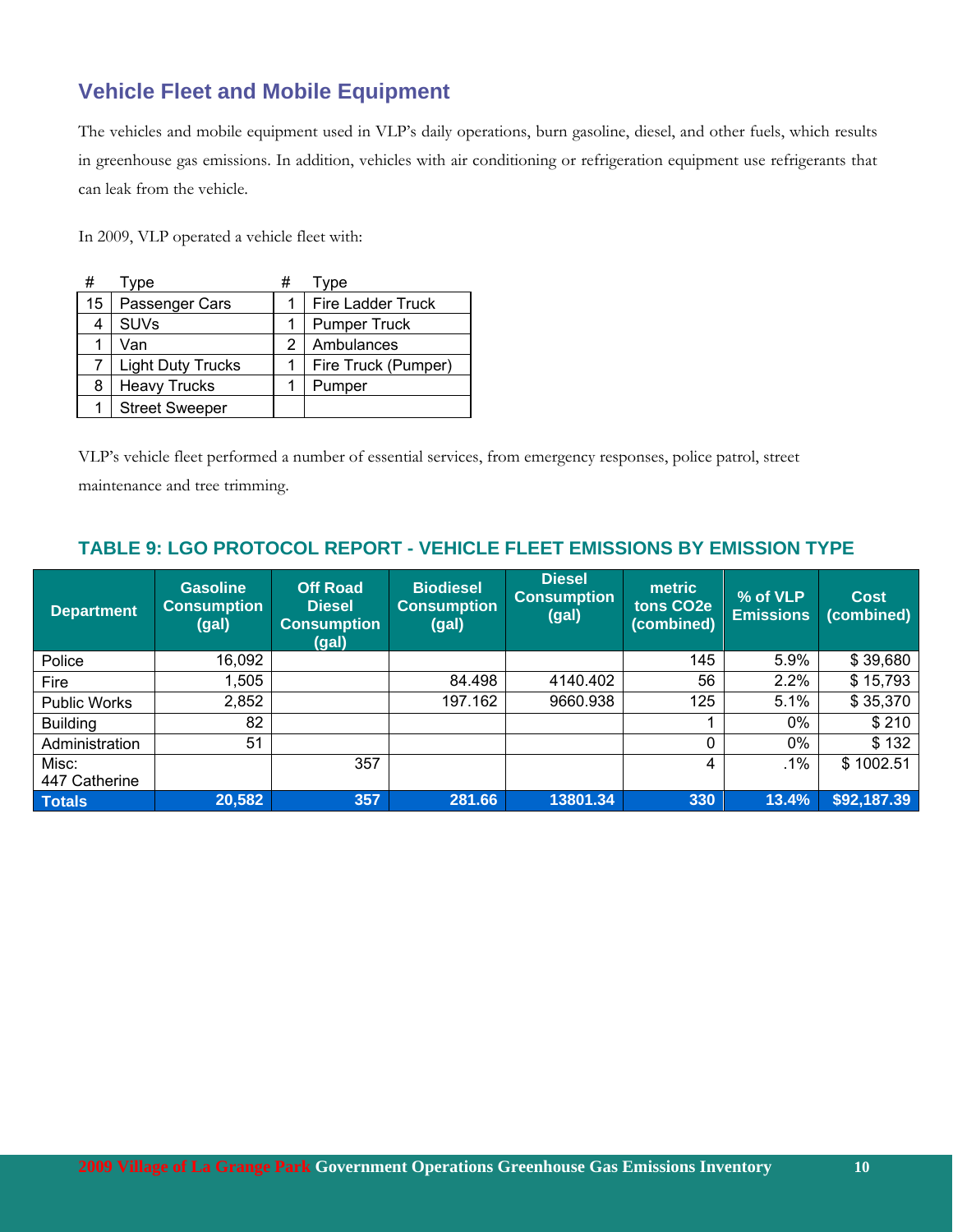## Vehicle Fleet and Mobile Equipment

The vehicles and mobile equipment used in VLP's daily operations, burn gasoline, diesel, and other fuels, which results in greenhouse gas emissions. In addition, vehicles with air conditioning or refrigeration equipment use refrigerants that can leak from the vehicle.

In 2009, VLP operated a vehicle fleet with:

| # | Type | # | Type |
|---|---|---|---|
| 15 | Passenger Cars | 1 | Fire Ladder Truck |
| 4 | SUVs | 1 | Pumper Truck |
| 1 | Van | 2 | Ambulances |
| 7 | Light Duty Trucks | 1 | Fire Truck (Pumper) |
| 8 | Heavy Trucks | 1 | Pumper |
| 1 | Street Sweeper | | |

VLP's vehicle fleet performed a number of essential services, from emergency responses, police patrol, street maintenance and tree trimming.

### TABLE 9: LGO PROTOCOL REPORT - VEHICLE FLEET EMISSIONS BY EMISSION TYPE

| Department | Gasoline Consumption (gal) | Off Road Diesel Consumption (gal) | Biodiesel Consumption (gal) | Diesel Consumption (gal) | metric tons CO2e (combined) | % of VLP Emissions | Cost (combined) |
|---|---|---|---|---|---|---|---|
| Police | 16,092 | | | | 145 | 5.9% | $ 39,680 |
| Fire | 1,505 | | 84.498 | 4140.402 | 56 | 2.2% | $ 15,793 |
| Public Works | 2,852 | | 197.162 | 9660.938 | 125 | 5.1% | $ 35,370 |
| Building | 82 | | | | 1 | 0% | $ 210 |
| Administration | 51 | | | | 0 | 0% | $ 132 |
| Misc: 447 Catherine | | 357 | | | 4 | .1% | $ 1002.51 |
| **Totals** | **20,582** | **357** | **281.66** | **13801.34** | **330** | **13.4%** | **$92,187.39** |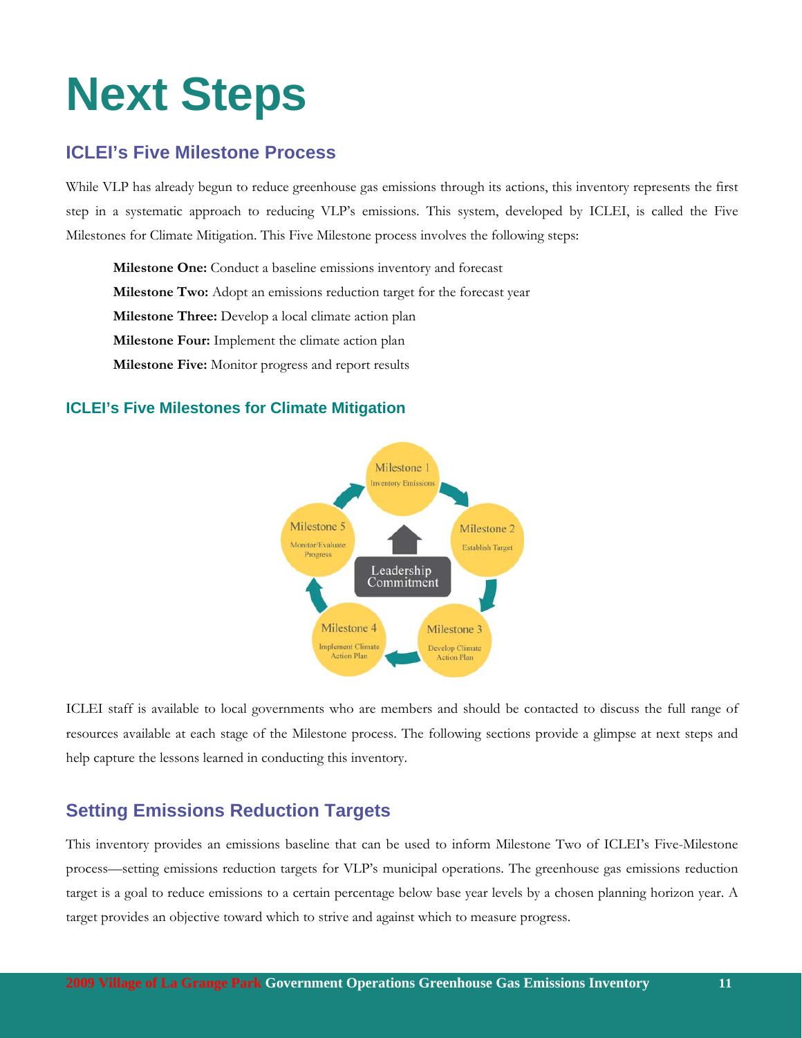# Next Steps

## ICLEI's Five Milestone Process

While VLP has already begun to reduce greenhouse gas emissions through its actions, this inventory represents the first step in a systematic approach to reducing VLP's emissions. This system, developed by ICLEI, is called the Five Milestones for Climate Mitigation. This Five Milestone process involves the following steps:

**Milestone One:** Conduct a baseline emissions inventory and forecast

**Milestone Two:** Adopt an emissions reduction target for the forecast year

**Milestone Three:** Develop a local climate action plan

**Milestone Four:** Implement the climate action plan

**Milestone Five:** Monitor progress and report results

### ICLEI's Five Milestones for Climate Mitigation

Milestone 1 – Inventory Emissions

Milestone 2 – Establish Target

Milestone 3 – Develop Climate Action Plan

Milestone 4 – Implement Climate Action Plan

Milestone 5 – Monitor/Evaluate Progress

Leadership Commitment

ICLEI staff is available to local governments who are members and should be contacted to discuss the full range of resources available at each stage of the Milestone process. The following sections provide a glimpse at next steps and help capture the lessons learned in conducting this inventory.

## Setting Emissions Reduction Targets

This inventory provides an emissions baseline that can be used to inform Milestone Two of ICLEI's Five-Milestone process—setting emissions reduction targets for VLP's municipal operations. The greenhouse gas emissions reduction target is a goal to reduce emissions to a certain percentage below base year levels by a chosen planning horizon year. A target provides an objective toward which to strive and against which to measure progress.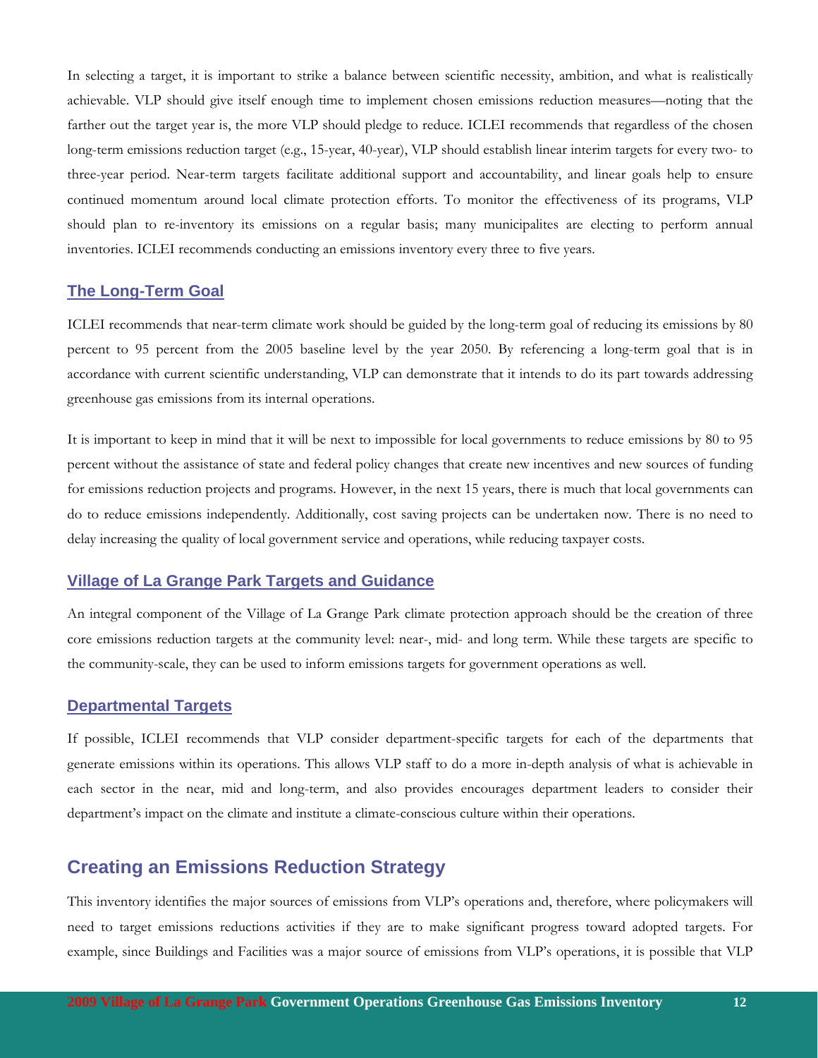In selecting a target, it is important to strike a balance between scientific necessity, ambition, and what is realistically achievable. VLP should give itself enough time to implement chosen emissions reduction measures—noting that the farther out the target year is, the more VLP should pledge to reduce. ICLEI recommends that regardless of the chosen long-term emissions reduction target (e.g., 15-year, 40-year), VLP should establish linear interim targets for every two- to three-year period. Near-term targets facilitate additional support and accountability, and linear goals help to ensure continued momentum around local climate protection efforts. To monitor the effectiveness of its programs, VLP should plan to re-inventory its emissions on a regular basis; many municipalites are electing to perform annual inventories. ICLEI recommends conducting an emissions inventory every three to five years.

### The Long-Term Goal

ICLEI recommends that near-term climate work should be guided by the long-term goal of reducing its emissions by 80 percent to 95 percent from the 2005 baseline level by the year 2050. By referencing a long-term goal that is in accordance with current scientific understanding, VLP can demonstrate that it intends to do its part towards addressing greenhouse gas emissions from its internal operations.

It is important to keep in mind that it will be next to impossible for local governments to reduce emissions by 80 to 95 percent without the assistance of state and federal policy changes that create new incentives and new sources of funding for emissions reduction projects and programs. However, in the next 15 years, there is much that local governments can do to reduce emissions independently. Additionally, cost saving projects can be undertaken now. There is no need to delay increasing the quality of local government service and operations, while reducing taxpayer costs.

### Village of La Grange Park Targets and Guidance

An integral component of the Village of La Grange Park climate protection approach should be the creation of three core emissions reduction targets at the community level: near-, mid- and long term. While these targets are specific to the community-scale, they can be used to inform emissions targets for government operations as well.

### Departmental Targets

If possible, ICLEI recommends that VLP consider department-specific targets for each of the departments that generate emissions within its operations. This allows VLP staff to do a more in-depth analysis of what is achievable in each sector in the near, mid and long-term, and also provides encourages department leaders to consider their department's impact on the climate and institute a climate-conscious culture within their operations.

## Creating an Emissions Reduction Strategy

This inventory identifies the major sources of emissions from VLP's operations and, therefore, where policymakers will need to target emissions reductions activities if they are to make significant progress toward adopted targets. For example, since Buildings and Facilities was a major source of emissions from VLP's operations, it is possible that VLP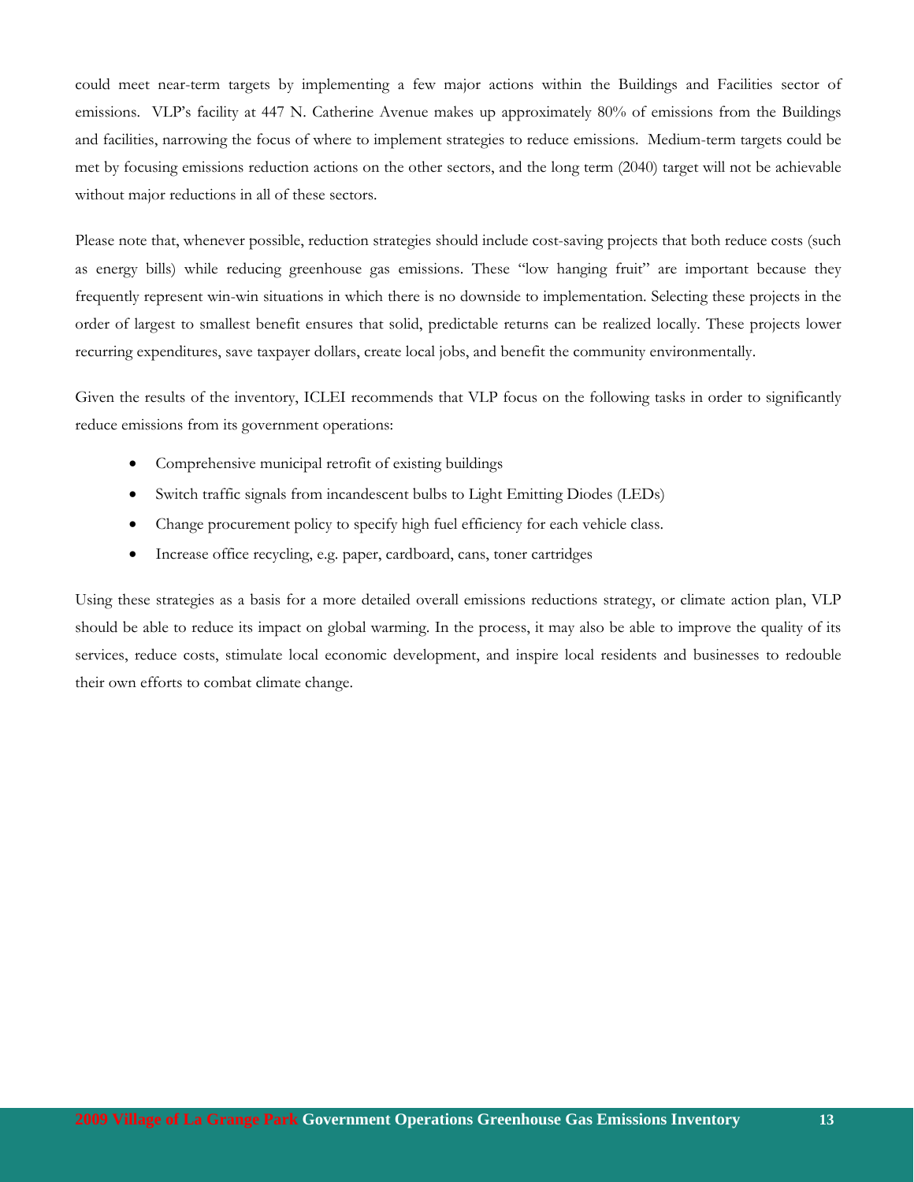could meet near-term targets by implementing a few major actions within the Buildings and Facilities sector of emissions. VLP's facility at 447 N. Catherine Avenue makes up approximately 80% of emissions from the Buildings and facilities, narrowing the focus of where to implement strategies to reduce emissions. Medium-term targets could be met by focusing emissions reduction actions on the other sectors, and the long term (2040) target will not be achievable without major reductions in all of these sectors.

Please note that, whenever possible, reduction strategies should include cost-saving projects that both reduce costs (such as energy bills) while reducing greenhouse gas emissions. These "low hanging fruit" are important because they frequently represent win-win situations in which there is no downside to implementation. Selecting these projects in the order of largest to smallest benefit ensures that solid, predictable returns can be realized locally. These projects lower recurring expenditures, save taxpayer dollars, create local jobs, and benefit the community environmentally.

Given the results of the inventory, ICLEI recommends that VLP focus on the following tasks in order to significantly reduce emissions from its government operations:

- Comprehensive municipal retrofit of existing buildings
- Switch traffic signals from incandescent bulbs to Light Emitting Diodes (LEDs)
- Change procurement policy to specify high fuel efficiency for each vehicle class.
- Increase office recycling, e.g. paper, cardboard, cans, toner cartridges

Using these strategies as a basis for a more detailed overall emissions reductions strategy, or climate action plan, VLP should be able to reduce its impact on global warming. In the process, it may also be able to improve the quality of its services, reduce costs, stimulate local economic development, and inspire local residents and businesses to redouble their own efforts to combat climate change.